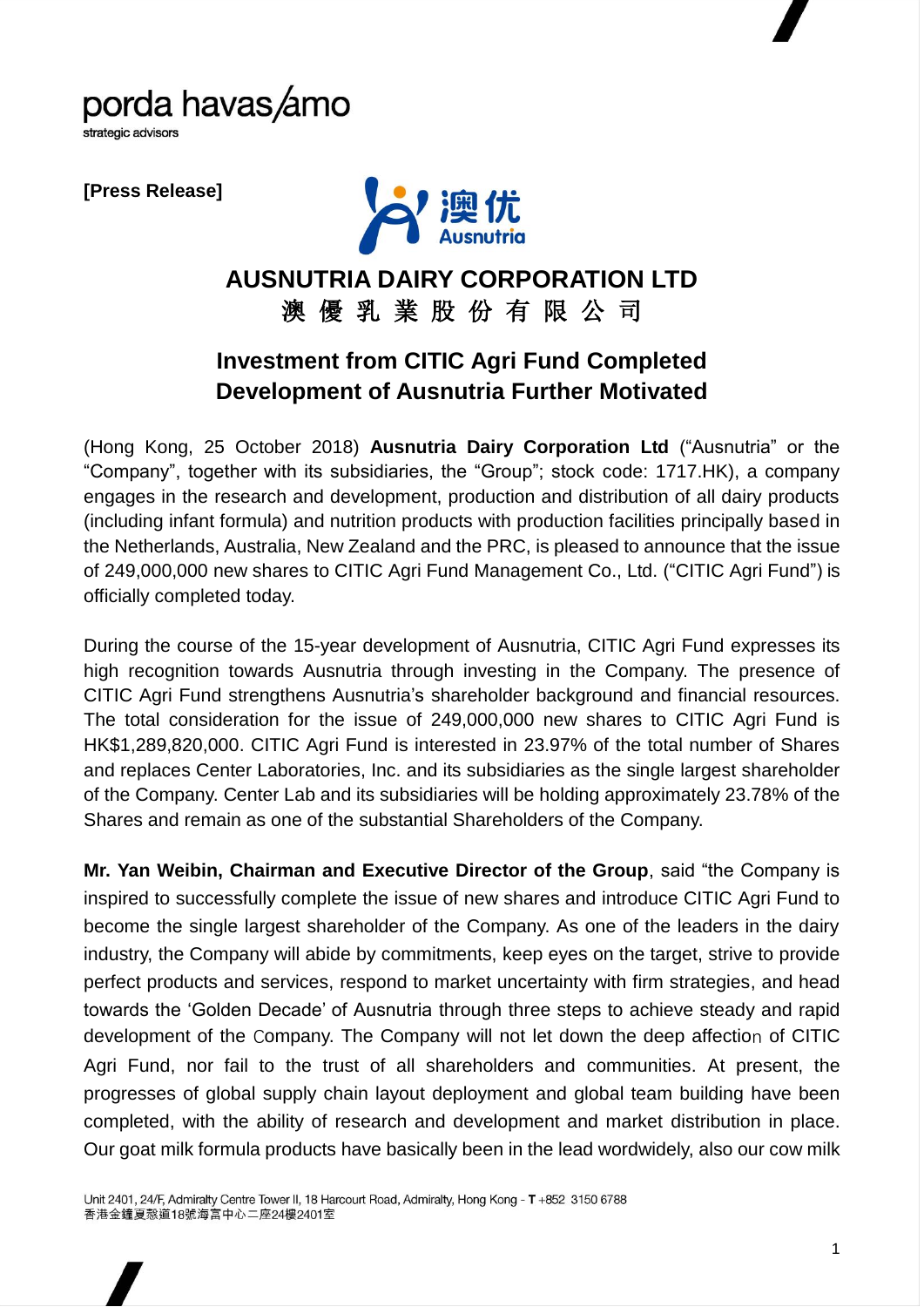porda havas/amo
strategic advisors

**[Press Release]**

澳优
Ausnutria

# AUSNUTRIA DAIRY CORPORATION LTD
# 澳 優 乳 業 股 份 有 限 公 司

## Investment from CITIC Agri Fund Completed
## Development of Ausnutria Further Motivated

(Hong Kong, 25 October 2018) **Ausnutria Dairy Corporation Ltd** ("Ausnutria" or the "Company", together with its subsidiaries, the "Group"; stock code: 1717.HK), a company engages in the research and development, production and distribution of all dairy products (including infant formula) and nutrition products with production facilities principally based in the Netherlands, Australia, New Zealand and the PRC, is pleased to announce that the issue of 249,000,000 new shares to CITIC Agri Fund Management Co., Ltd. ("CITIC Agri Fund") is officially completed today.

During the course of the 15-year development of Ausnutria, CITIC Agri Fund expresses its high recognition towards Ausnutria through investing in the Company. The presence of CITIC Agri Fund strengthens Ausnutria's shareholder background and financial resources. The total consideration for the issue of 249,000,000 new shares to CITIC Agri Fund is HK$1,289,820,000. CITIC Agri Fund is interested in 23.97% of the total number of Shares and replaces Center Laboratories, Inc. and its subsidiaries as the single largest shareholder of the Company. Center Lab and its subsidiaries will be holding approximately 23.78% of the Shares and remain as one of the substantial Shareholders of the Company.

**Mr. Yan Weibin, Chairman and Executive Director of the Group**, said "the Company is inspired to successfully complete the issue of new shares and introduce CITIC Agri Fund to become the single largest shareholder of the Company. As one of the leaders in the dairy industry, the Company will abide by commitments, keep eyes on the target, strive to provide perfect products and services, respond to market uncertainty with firm strategies, and head towards the 'Golden Decade' of Ausnutria through three steps to achieve steady and rapid development of the Company. The Company will not let down the deep affection of CITIC Agri Fund, nor fail to the trust of all shareholders and communities. At present, the progresses of global supply chain layout deployment and global team building have been completed, with the ability of research and development and market distribution in place. Our goat milk formula products have basically been in the lead wordwidely, also our cow milk

Unit 2401, 24/F, Admiralty Centre Tower II, 18 Harcourt Road, Admiralty, Hong Kong - T +852 3150 6788
香港金鐘夏慤道18號海富中心二座24樓2401室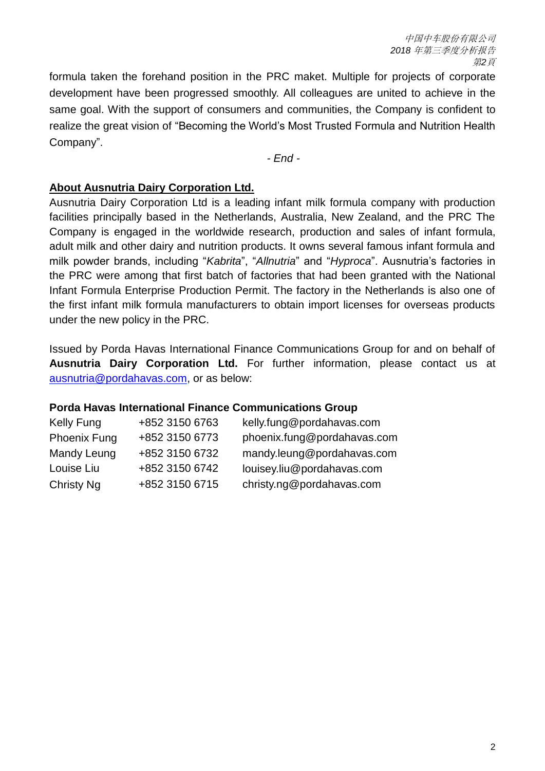formula taken the forehand position in the PRC maket. Multiple for projects of corporate development have been progressed smoothly. All colleagues are united to achieve in the same goal. With the support of consumers and communities, the Company is confident to realize the great vision of "Becoming the World's Most Trusted Formula and Nutrition Health Company".

*- End -*

## About Ausnutria Dairy Corporation Ltd.

Ausnutria Dairy Corporation Ltd is a leading infant milk formula company with production facilities principally based in the Netherlands, Australia, New Zealand, and the PRC The Company is engaged in the worldwide research, production and sales of infant formula, adult milk and other dairy and nutrition products. It owns several famous infant formula and milk powder brands, including "*Kabrita*", "*Allnutria*" and "*Hyproca*". Ausnutria's factories in the PRC were among that first batch of factories that had been granted with the National Infant Formula Enterprise Production Permit. The factory in the Netherlands is also one of the first infant milk formula manufacturers to obtain import licenses for overseas products under the new policy in the PRC.

Issued by Porda Havas International Finance Communications Group for and on behalf of **Ausnutria Dairy Corporation Ltd.** For further information, please contact us at ausnutria@pordahavas.com, or as below:

**Porda Havas International Finance Communications Group**

| | | |
|---|---|---|
| Kelly Fung | +852 3150 6763 | kelly.fung@pordahavas.com |
| Phoenix Fung | +852 3150 6773 | phoenix.fung@pordahavas.com |
| Mandy Leung | +852 3150 6732 | mandy.leung@pordahavas.com |
| Louise Liu | +852 3150 6742 | louisey.liu@pordahavas.com |
| Christy Ng | +852 3150 6715 | christy.ng@pordahavas.com |